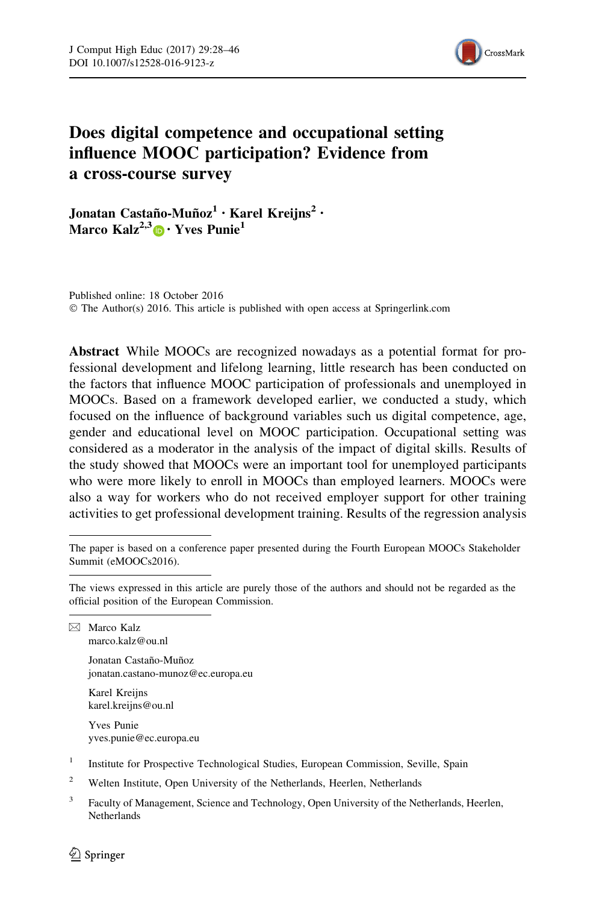# Does digital competence and occupational setting influence MOOC participation? Evidence from a cross-course survey

**Jonatan Castaño-Muñoz[1] · Karel Kreijns[2] · Marco Kalz[2,3] · Yves Punie[1]**

Published online: 18 October 2016
© The Author(s) 2016. This article is published with open access at Springerlink.com

**Abstract** While MOOCs are recognized nowadays as a potential format for professional development and lifelong learning, little research has been conducted on the factors that influence MOOC participation of professionals and unemployed in MOOCs. Based on a framework developed earlier, we conducted a study, which focused on the influence of background variables such us digital competence, age, gender and educational level on MOOC participation. Occupational setting was considered as a moderator in the analysis of the impact of digital skills. Results of the study showed that MOOCs were an important tool for unemployed participants who were more likely to enroll in MOOCs than employed learners. MOOCs were also a way for workers who do not received employer support for other training activities to get professional development training. Results of the regression analysis

---

The paper is based on a conference paper presented during the Fourth European MOOCs Stakeholder Summit (eMOOCs2016).

The views expressed in this article are purely those of the authors and should not be regarded as the official position of the European Commission.

✉ Marco Kalz
marco.kalz@ou.nl

Jonatan Castaño-Muñoz
jonatan.castano-munoz@ec.europa.eu

Karel Kreijns
karel.kreijns@ou.nl

Yves Punie
yves.punie@ec.europa.eu

[1] Institute for Prospective Technological Studies, European Commission, Seville, Spain

[2] Welten Institute, Open University of the Netherlands, Heerlen, Netherlands

[3] Faculty of Management, Science and Technology, Open University of the Netherlands, Heerlen, Netherlands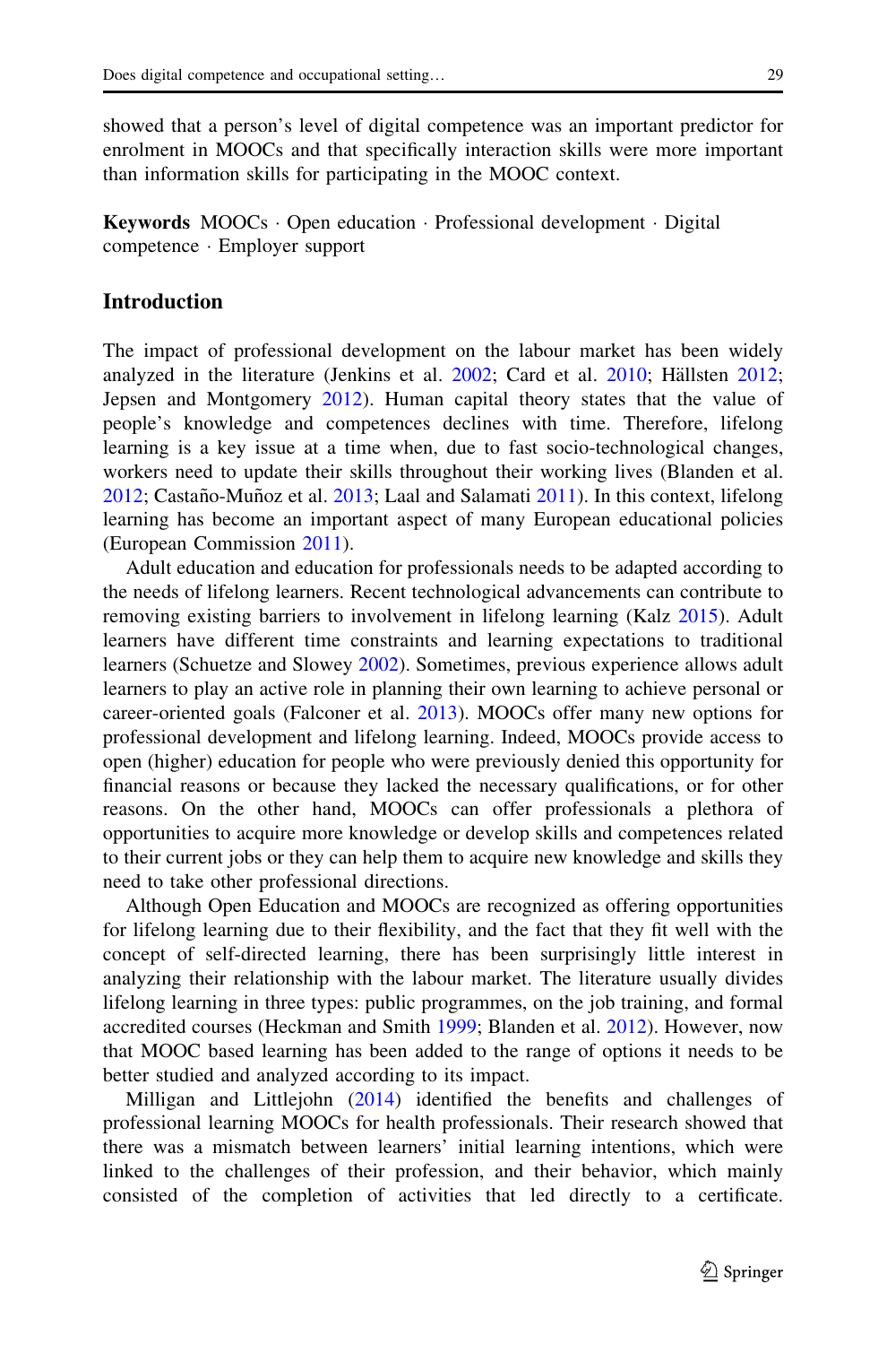showed that a person's level of digital competence was an important predictor for enrolment in MOOCs and that specifically interaction skills were more important than information skills for participating in the MOOC context.

**Keywords** MOOCs · Open education · Professional development · Digital competence · Employer support

## Introduction

The impact of professional development on the labour market has been widely analyzed in the literature (Jenkins et al. 2002; Card et al. 2010; Hällsten 2012; Jepsen and Montgomery 2012). Human capital theory states that the value of people's knowledge and competences declines with time. Therefore, lifelong learning is a key issue at a time when, due to fast socio-technological changes, workers need to update their skills throughout their working lives (Blanden et al. 2012; Castaño-Muñoz et al. 2013; Laal and Salamati 2011). In this context, lifelong learning has become an important aspect of many European educational policies (European Commission 2011).

Adult education and education for professionals needs to be adapted according to the needs of lifelong learners. Recent technological advancements can contribute to removing existing barriers to involvement in lifelong learning (Kalz 2015). Adult learners have different time constraints and learning expectations to traditional learners (Schuetze and Slowey 2002). Sometimes, previous experience allows adult learners to play an active role in planning their own learning to achieve personal or career-oriented goals (Falconer et al. 2013). MOOCs offer many new options for professional development and lifelong learning. Indeed, MOOCs provide access to open (higher) education for people who were previously denied this opportunity for financial reasons or because they lacked the necessary qualifications, or for other reasons. On the other hand, MOOCs can offer professionals a plethora of opportunities to acquire more knowledge or develop skills and competences related to their current jobs or they can help them to acquire new knowledge and skills they need to take other professional directions.

Although Open Education and MOOCs are recognized as offering opportunities for lifelong learning due to their flexibility, and the fact that they fit well with the concept of self-directed learning, there has been surprisingly little interest in analyzing their relationship with the labour market. The literature usually divides lifelong learning in three types: public programmes, on the job training, and formal accredited courses (Heckman and Smith 1999; Blanden et al. 2012). However, now that MOOC based learning has been added to the range of options it needs to be better studied and analyzed according to its impact.

Milligan and Littlejohn (2014) identified the benefits and challenges of professional learning MOOCs for health professionals. Their research showed that there was a mismatch between learners' initial learning intentions, which were linked to the challenges of their profession, and their behavior, which mainly consisted of the completion of activities that led directly to a certificate.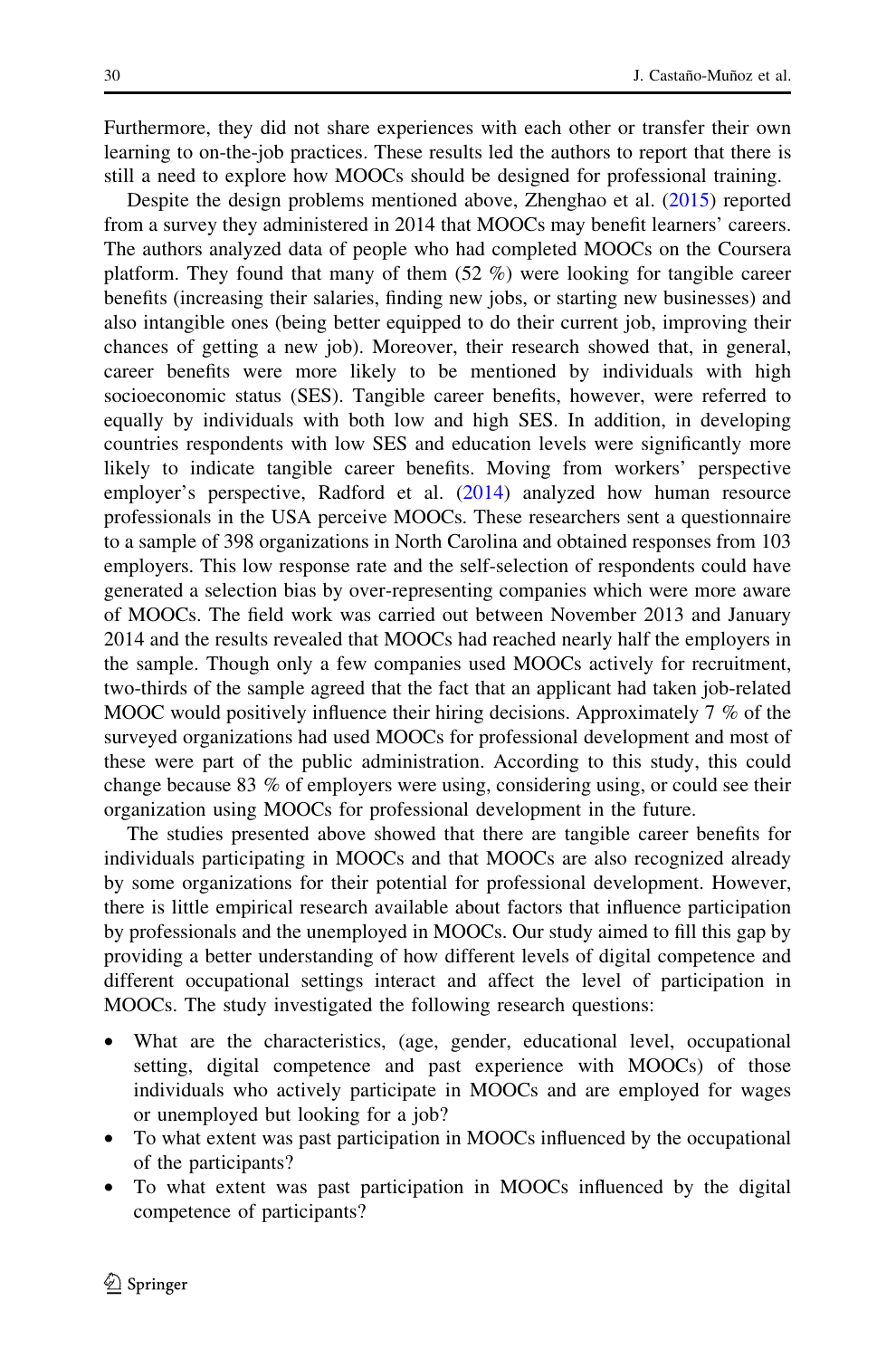Furthermore, they did not share experiences with each other or transfer their own learning to on-the-job practices. These results led the authors to report that there is still a need to explore how MOOCs should be designed for professional training.

Despite the design problems mentioned above, Zhenghao et al. (2015) reported from a survey they administered in 2014 that MOOCs may benefit learners' careers. The authors analyzed data of people who had completed MOOCs on the Coursera platform. They found that many of them (52 %) were looking for tangible career benefits (increasing their salaries, finding new jobs, or starting new businesses) and also intangible ones (being better equipped to do their current job, improving their chances of getting a new job). Moreover, their research showed that, in general, career benefits were more likely to be mentioned by individuals with high socioeconomic status (SES). Tangible career benefits, however, were referred to equally by individuals with both low and high SES. In addition, in developing countries respondents with low SES and education levels were significantly more likely to indicate tangible career benefits. Moving from workers' perspective employer's perspective, Radford et al. (2014) analyzed how human resource professionals in the USA perceive MOOCs. These researchers sent a questionnaire to a sample of 398 organizations in North Carolina and obtained responses from 103 employers. This low response rate and the self-selection of respondents could have generated a selection bias by over-representing companies which were more aware of MOOCs. The field work was carried out between November 2013 and January 2014 and the results revealed that MOOCs had reached nearly half the employers in the sample. Though only a few companies used MOOCs actively for recruitment, two-thirds of the sample agreed that the fact that an applicant had taken job-related MOOC would positively influence their hiring decisions. Approximately 7 % of the surveyed organizations had used MOOCs for professional development and most of these were part of the public administration. According to this study, this could change because 83 % of employers were using, considering using, or could see their organization using MOOCs for professional development in the future.

The studies presented above showed that there are tangible career benefits for individuals participating in MOOCs and that MOOCs are also recognized already by some organizations for their potential for professional development. However, there is little empirical research available about factors that influence participation by professionals and the unemployed in MOOCs. Our study aimed to fill this gap by providing a better understanding of how different levels of digital competence and different occupational settings interact and affect the level of participation in MOOCs. The study investigated the following research questions:

- What are the characteristics, (age, gender, educational level, occupational setting, digital competence and past experience with MOOCs) of those individuals who actively participate in MOOCs and are employed for wages or unemployed but looking for a job?
- To what extent was past participation in MOOCs influenced by the occupational of the participants?
- To what extent was past participation in MOOCs influenced by the digital competence of participants?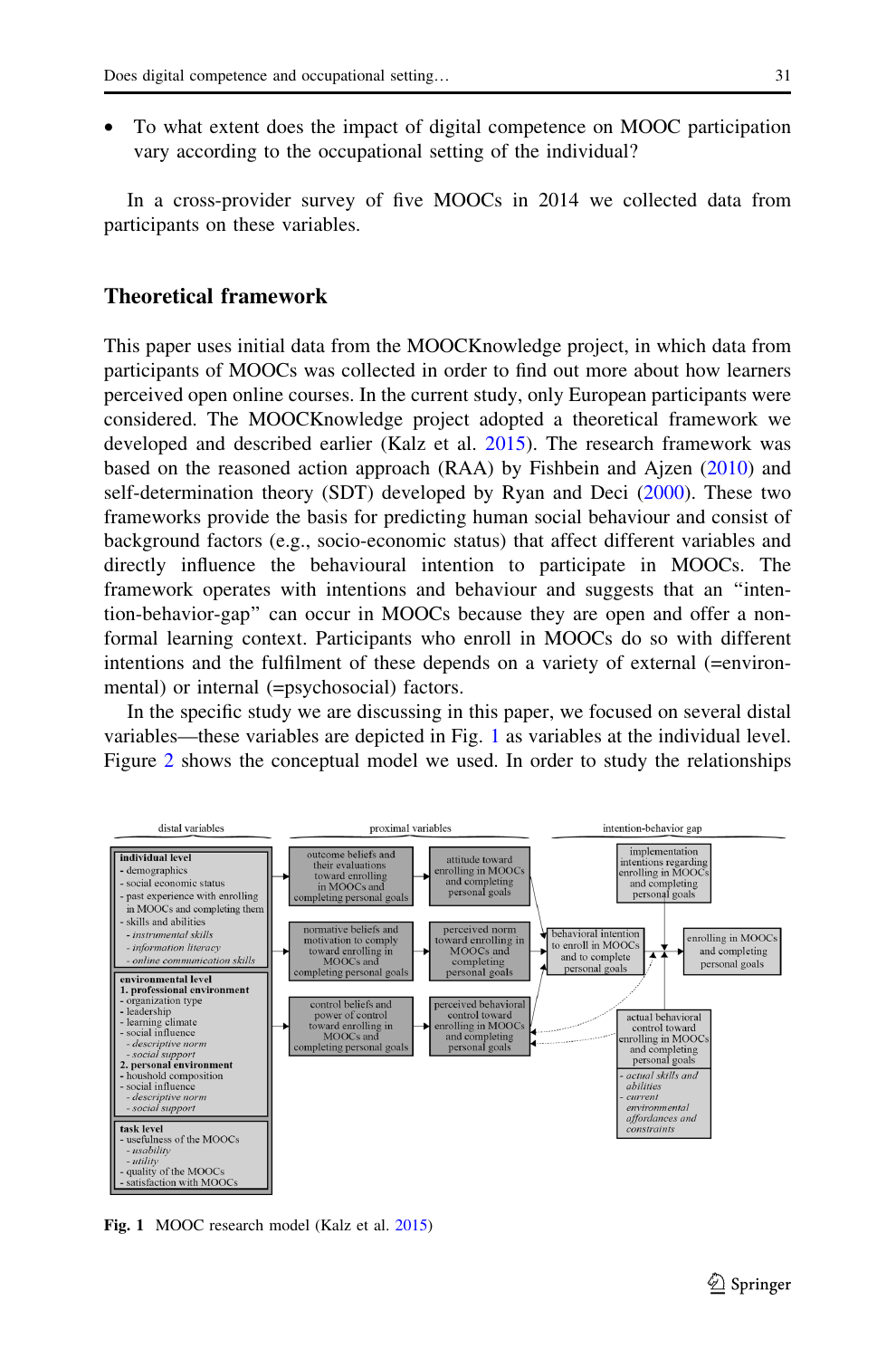- To what extent does the impact of digital competence on MOOC participation vary according to the occupational setting of the individual?

In a cross-provider survey of five MOOCs in 2014 we collected data from participants on these variables.

## Theoretical framework

This paper uses initial data from the MOOCKnowledge project, in which data from participants of MOOCs was collected in order to find out more about how learners perceived open online courses. In the current study, only European participants were considered. The MOOCKnowledge project adopted a theoretical framework we developed and described earlier (Kalz et al. 2015). The research framework was based on the reasoned action approach (RAA) by Fishbein and Ajzen (2010) and self-determination theory (SDT) developed by Ryan and Deci (2000). These two frameworks provide the basis for predicting human social behaviour and consist of background factors (e.g., socio-economic status) that affect different variables and directly influence the behavioural intention to participate in MOOCs. The framework operates with intentions and behaviour and suggests that an "intention-behavior-gap" can occur in MOOCs because they are open and offer a non-formal learning context. Participants who enroll in MOOCs do so with different intentions and the fulfilment of these depends on a variety of external (=environmental) or internal (=psychosocial) factors.

In the specific study we are discussing in this paper, we focused on several distal variables—these variables are depicted in Fig. 1 as variables at the individual level. Figure 2 shows the conceptual model we used. In order to study the relationships

distal variables

**individual level**
- demographics
- social economic status
- past experience with enrolling in MOOCs and completing them
- skills and abilities
  - *instrumental skills*
  - *information literacy*
  - *online communication skills*

**environmental level**
**1. professional environment**
- organization type
- leadership
- learning climate
- social influence
  - *descriptive norm*
  - *social support*

**2. personal environment**
- houshold composition
- social influence
  - *descriptive norm*
  - *social support*

**task level**
- usefulness of the MOOCs
  - *usability*
  - *utility*
- quality of the MOOCs
- satisfaction with MOOCs

proximal variables

outcome beliefs and their evaluations toward enrolling in MOOCs and completing personal goals

attitude toward enrolling in MOOCs and completing personal goals

normative beliefs and motivation to comply toward enrolling in MOOCs and completing personal goals

perceived norm toward enrolling in MOOCs and completing personal goals

control beliefs and power of control toward enrolling in MOOCs and completing personal goals

perceived behavioral control toward enrolling in MOOCs and completing personal goals

intention-behavior gap

implementation intentions regarding enrolling in MOOCs and completing personal goals

behavioral intention to enroll in MOOCs and to complete personal goals

enrolling in MOOCs and completing personal goals

actual behavioral control toward enrolling in MOOCs and completing personal goals
- *actual skills and abilities*
- *current environmental affordances and constraints*

**Fig. 1** MOOC research model (Kalz et al. 2015)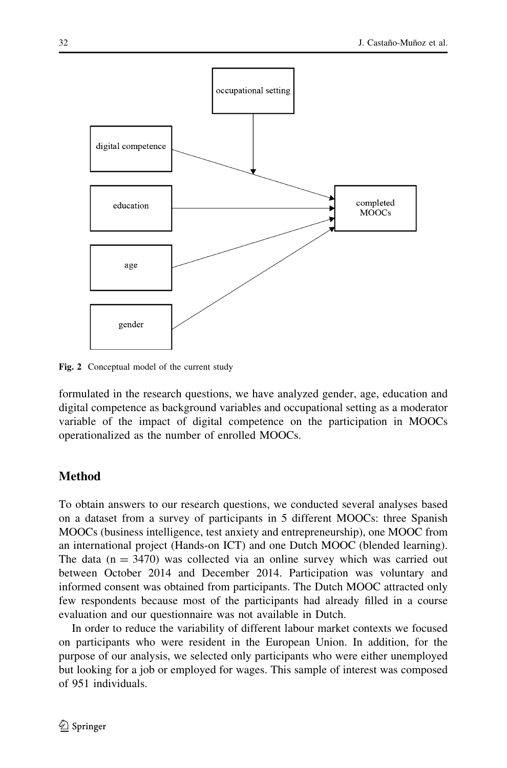occupational setting

digital competence

education

age

gender

completed MOOCs

**Fig. 2** Conceptual model of the current study

formulated in the research questions, we have analyzed gender, age, education and digital competence as background variables and occupational setting as a moderator variable of the impact of digital competence on the participation in MOOCs operationalized as the number of enrolled MOOCs.

## Method

To obtain answers to our research questions, we conducted several analyses based on a dataset from a survey of participants in 5 different MOOCs: three Spanish MOOCs (business intelligence, test anxiety and entrepreneurship), one MOOC from an international project (Hands-on ICT) and one Dutch MOOC (blended learning). The data ($n = 3470$) was collected via an online survey which was carried out between October 2014 and December 2014. Participation was voluntary and informed consent was obtained from participants. The Dutch MOOC attracted only few respondents because most of the participants had already filled in a course evaluation and our questionnaire was not available in Dutch.

In order to reduce the variability of different labour market contexts we focused on participants who were resident in the European Union. In addition, for the purpose of our analysis, we selected only participants who were either unemployed but looking for a job or employed for wages. This sample of interest was composed of 951 individuals.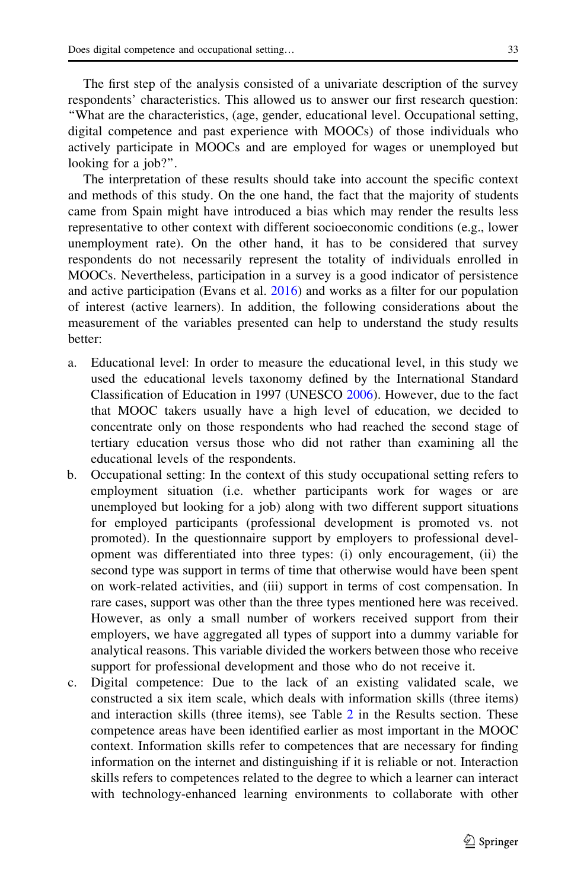The first step of the analysis consisted of a univariate description of the survey respondents' characteristics. This allowed us to answer our first research question: "What are the characteristics, (age, gender, educational level. Occupational setting, digital competence and past experience with MOOCs) of those individuals who actively participate in MOOCs and are employed for wages or unemployed but looking for a job?".

The interpretation of these results should take into account the specific context and methods of this study. On the one hand, the fact that the majority of students came from Spain might have introduced a bias which may render the results less representative to other context with different socioeconomic conditions (e.g., lower unemployment rate). On the other hand, it has to be considered that survey respondents do not necessarily represent the totality of individuals enrolled in MOOCs. Nevertheless, participation in a survey is a good indicator of persistence and active participation (Evans et al. 2016) and works as a filter for our population of interest (active learners). In addition, the following considerations about the measurement of the variables presented can help to understand the study results better:

a. Educational level: In order to measure the educational level, in this study we used the educational levels taxonomy defined by the International Standard Classification of Education in 1997 (UNESCO 2006). However, due to the fact that MOOC takers usually have a high level of education, we decided to concentrate only on those respondents who had reached the second stage of tertiary education versus those who did not rather than examining all the educational levels of the respondents.
b. Occupational setting: In the context of this study occupational setting refers to employment situation (i.e. whether participants work for wages or are unemployed but looking for a job) along with two different support situations for employed participants (professional development is promoted vs. not promoted). In the questionnaire support by employers to professional development was differentiated into three types: (i) only encouragement, (ii) the second type was support in terms of time that otherwise would have been spent on work-related activities, and (iii) support in terms of cost compensation. In rare cases, support was other than the three types mentioned here was received. However, as only a small number of workers received support from their employers, we have aggregated all types of support into a dummy variable for analytical reasons. This variable divided the workers between those who receive support for professional development and those who do not receive it.
c. Digital competence: Due to the lack of an existing validated scale, we constructed a six item scale, which deals with information skills (three items) and interaction skills (three items), see Table 2 in the Results section. These competence areas have been identified earlier as most important in the MOOC context. Information skills refer to competences that are necessary for finding information on the internet and distinguishing if it is reliable or not. Interaction skills refers to competences related to the degree to which a learner can interact with technology-enhanced learning environments to collaborate with other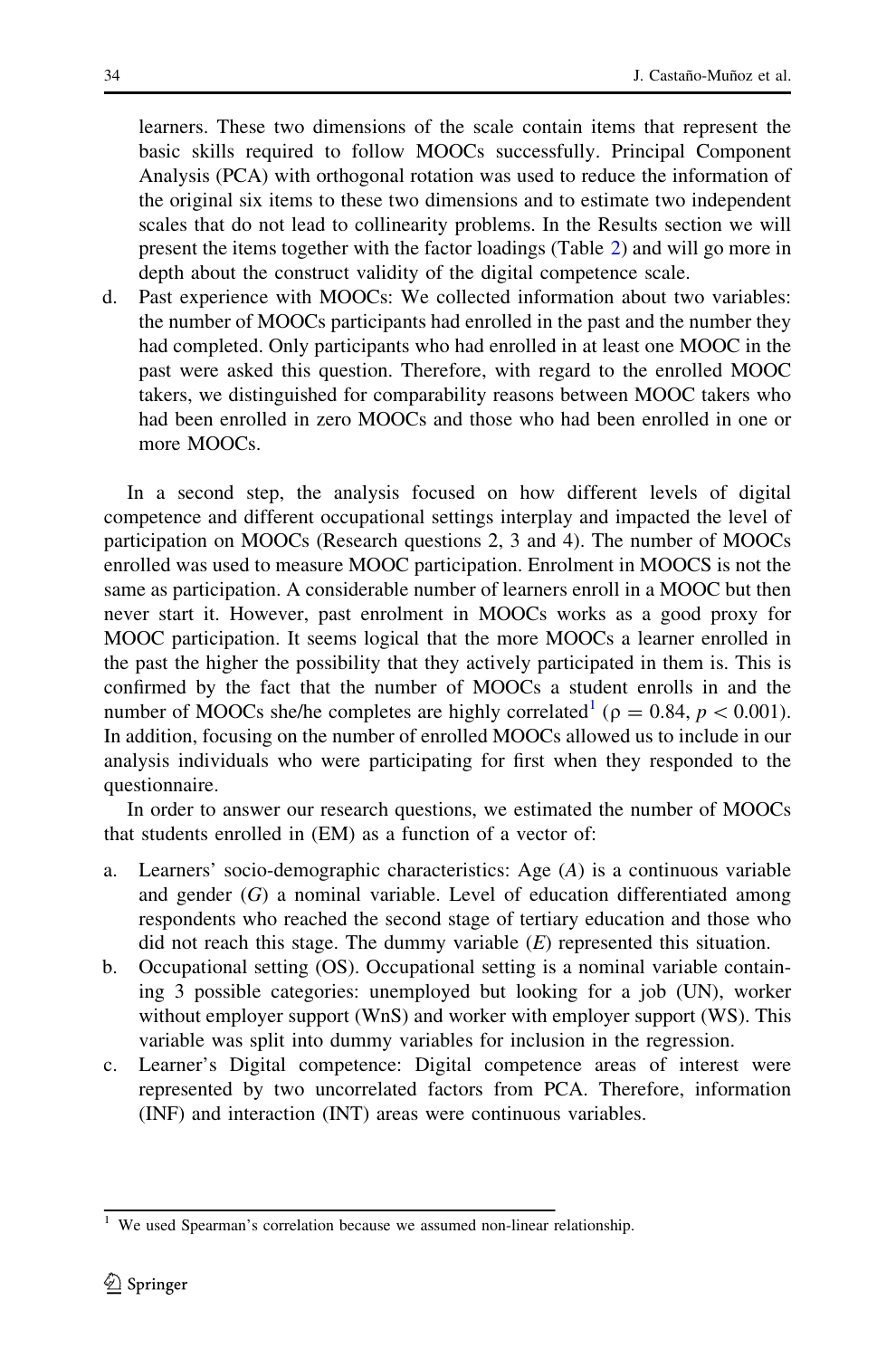learners. These two dimensions of the scale contain items that represent the basic skills required to follow MOOCs successfully. Principal Component Analysis (PCA) with orthogonal rotation was used to reduce the information of the original six items to these two dimensions and to estimate two independent scales that do not lead to collinearity problems. In the Results section we will present the items together with the factor loadings (Table 2) and will go more in depth about the construct validity of the digital competence scale.

d. Past experience with MOOCs: We collected information about two variables: the number of MOOCs participants had enrolled in the past and the number they had completed. Only participants who had enrolled in at least one MOOC in the past were asked this question. Therefore, with regard to the enrolled MOOC takers, we distinguished for comparability reasons between MOOC takers who had been enrolled in zero MOOCs and those who had been enrolled in one or more MOOCs.

In a second step, the analysis focused on how different levels of digital competence and different occupational settings interplay and impacted the level of participation on MOOCs (Research questions 2, 3 and 4). The number of MOOCs enrolled was used to measure MOOC participation. Enrolment in MOOCS is not the same as participation. A considerable number of learners enroll in a MOOC but then never start it. However, past enrolment in MOOCs works as a good proxy for MOOC participation. It seems logical that the more MOOCs a learner enrolled in the past the higher the possibility that they actively participated in them is. This is confirmed by the fact that the number of MOOCs a student enrolls in and the number of MOOCs she/he completes are highly correlated[1] ($\rho = 0.84$, $p < 0.001$). In addition, focusing on the number of enrolled MOOCs allowed us to include in our analysis individuals who were participating for first when they responded to the questionnaire.

In order to answer our research questions, we estimated the number of MOOCs that students enrolled in (EM) as a function of a vector of:

a. Learners' socio-demographic characteristics: Age ($A$) is a continuous variable and gender ($G$) a nominal variable. Level of education differentiated among respondents who reached the second stage of tertiary education and those who did not reach this stage. The dummy variable ($E$) represented this situation.
b. Occupational setting (OS). Occupational setting is a nominal variable containing 3 possible categories: unemployed but looking for a job (UN), worker without employer support (WnS) and worker with employer support (WS). This variable was split into dummy variables for inclusion in the regression.
c. Learner's Digital competence: Digital competence areas of interest were represented by two uncorrelated factors from PCA. Therefore, information (INF) and interaction (INT) areas were continuous variables.

[1] We used Spearman's correlation because we assumed non-linear relationship.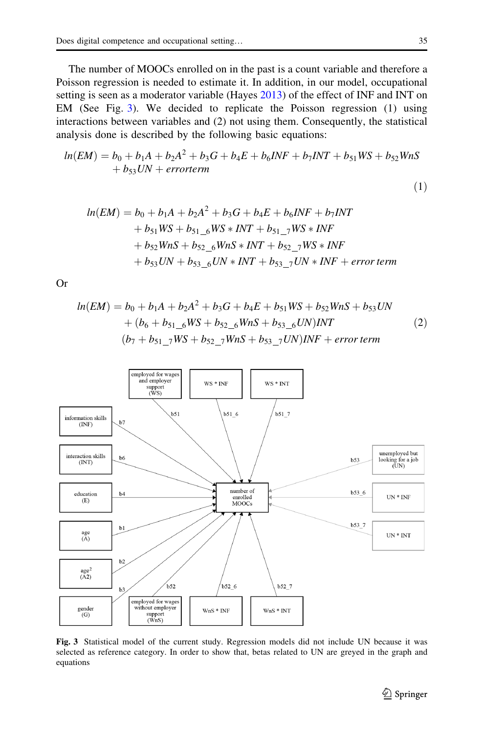The number of MOOCs enrolled on in the past is a count variable and therefore a Poisson regression is needed to estimate it. In addition, in our model, occupational setting is seen as a moderator variable (Hayes 2013) of the effect of INF and INT on EM (See Fig. 3). We decided to replicate the Poisson regression (1) using interactions between variables and (2) not using them. Consequently, the statistical analysis done is described by the following basic equations:

$$ln(EM) = b_0 + b_1 A + b_2 A^2 + b_3 G + b_4 E + b_6 INF + b_7 INT + b_{51} WS + b_{52} WnS + b_{53} UN + errorterm \quad (1)$$

$$\begin{aligned} ln(EM) = b_0 &+ b_1 A + b_2 A^2 + b_3 G + b_4 E + b_6 INF + b_7 INT \\ &+ b_{51} WS + b_{51\_6} WS * INT + b_{51\_7} WS * INF \\ &+ b_{52} WnS + b_{52\_6} WnS * INT + b_{52\_7} WS * INF \\ &+ b_{53} UN + b_{53\_6} UN * INT + b_{53\_7} UN * INF + error\ term \end{aligned}$$

Or

$$\begin{aligned} ln(EM) = b_0 &+ b_1 A + b_2 A^2 + b_3 G + b_4 E + b_{51} WS + b_{52} WnS + b_{53} UN \\ &+ (b_6 + b_{51\_6} WS + b_{52\_6} WnS + b_{53\_6} UN) INT \\ &(b_7 + b_{51\_7} WS + b_{52\_7} WnS + b_{53\_7} UN) INF + error\ term \end{aligned} \quad (2)$$

employed for wages and employer support (WS)
WS * INF
WS * INT
information skills (INF)
interaction skills (INT)
education (E)
age (A)
age² (A2)
gender (G)
employed for wages without employer support (WnS)
WnS * INF
WnS * INT
number of enrolled MOOCs
unemployed but looking for a job (UN)
UN * INF
UN * INT
b51
b51_6
b51_7
b7
b6
b4
b1
b2
b3
b52
b52_6
b52_7
b53
b53_6
b53_7

**Fig. 3** Statistical model of the current study. Regression models did not include UN because it was selected as reference category. In order to show that, betas related to UN are greyed in the graph and equations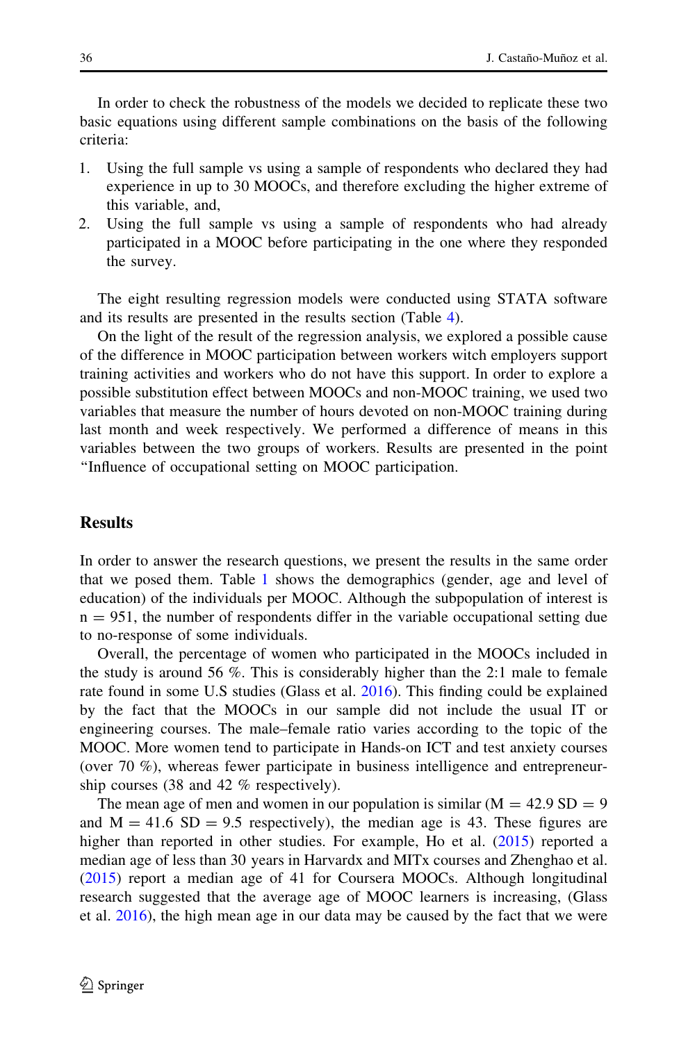In order to check the robustness of the models we decided to replicate these two basic equations using different sample combinations on the basis of the following criteria:

1. Using the full sample vs using a sample of respondents who declared they had experience in up to 30 MOOCs, and therefore excluding the higher extreme of this variable, and,
2. Using the full sample vs using a sample of respondents who had already participated in a MOOC before participating in the one where they responded the survey.

The eight resulting regression models were conducted using STATA software and its results are presented in the results section (Table 4).

On the light of the result of the regression analysis, we explored a possible cause of the difference in MOOC participation between workers witch employers support training activities and workers who do not have this support. In order to explore a possible substitution effect between MOOCs and non-MOOC training, we used two variables that measure the number of hours devoted on non-MOOC training during last month and week respectively. We performed a difference of means in this variables between the two groups of workers. Results are presented in the point "Influence of occupational setting on MOOC participation.

## Results

In order to answer the research questions, we present the results in the same order that we posed them. Table 1 shows the demographics (gender, age and level of education) of the individuals per MOOC. Although the subpopulation of interest is n = 951, the number of respondents differ in the variable occupational setting due to no-response of some individuals.

Overall, the percentage of women who participated in the MOOCs included in the study is around 56 %. This is considerably higher than the 2:1 male to female rate found in some U.S studies (Glass et al. 2016). This finding could be explained by the fact that the MOOCs in our sample did not include the usual IT or engineering courses. The male–female ratio varies according to the topic of the MOOC. More women tend to participate in Hands-on ICT and test anxiety courses (over 70 %), whereas fewer participate in business intelligence and entrepreneurship courses (38 and 42 % respectively).

The mean age of men and women in our population is similar (M = 42.9 SD = 9 and M = 41.6 SD = 9.5 respectively), the median age is 43. These figures are higher than reported in other studies. For example, Ho et al. (2015) reported a median age of less than 30 years in Harvardx and MITx courses and Zhenghao et al. (2015) report a median age of 41 for Coursera MOOCs. Although longitudinal research suggested that the average age of MOOC learners is increasing, (Glass et al. 2016), the high mean age in our data may be caused by the fact that we were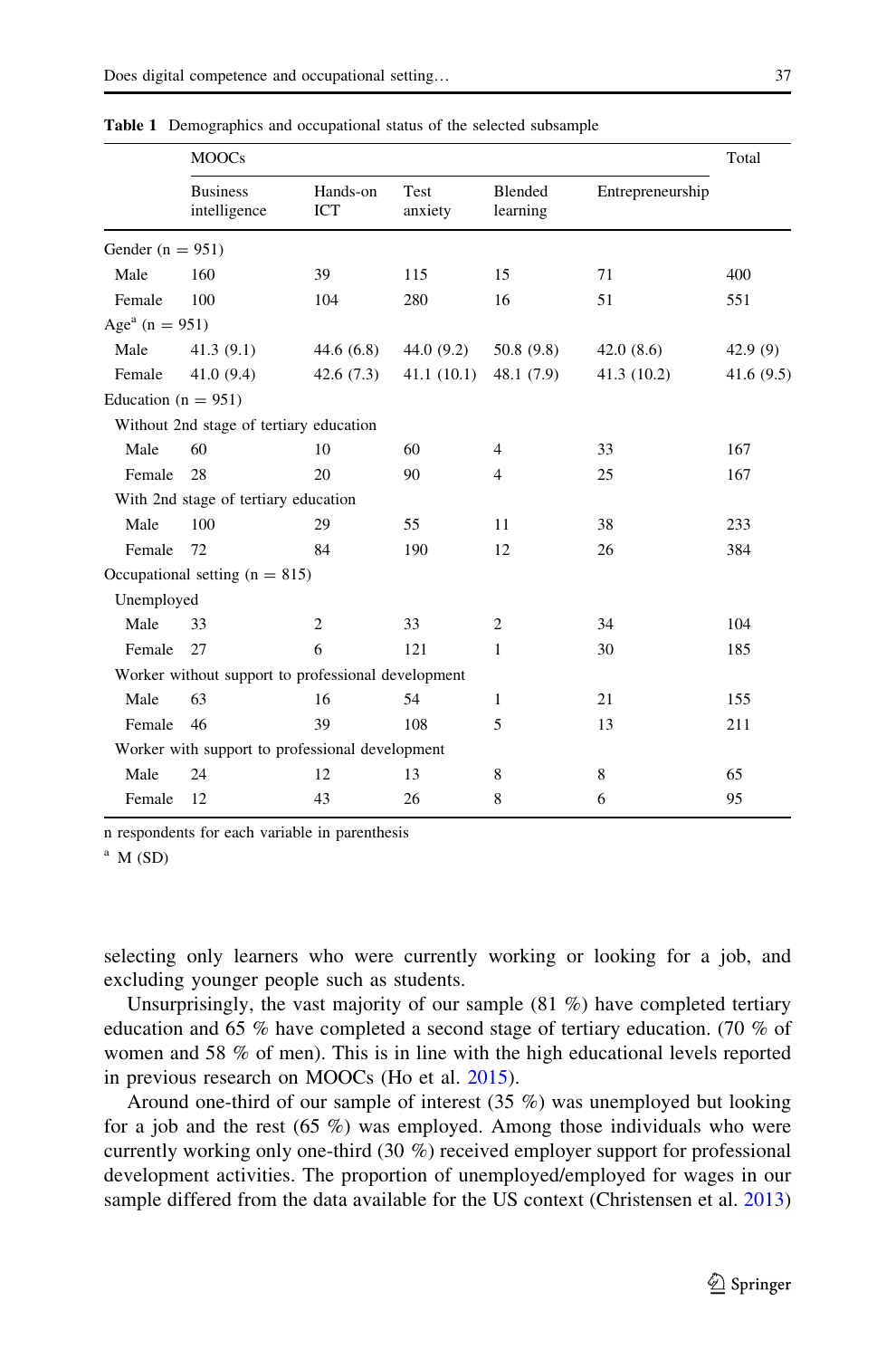**Table 1** Demographics and occupational status of the selected subsample

| | MOOCs | | | | | Total |
|---|---|---|---|---|---|---|
| | Business intelligence | Hands-on ICT | Test anxiety | Blended learning | Entrepreneurship | |
| Gender (n = 951) | | | | | | |
| Male | 160 | 39 | 115 | 15 | 71 | 400 |
| Female | 100 | 104 | 280 | 16 | 51 | 551 |
| Age[a] (n = 951) | | | | | | |
| Male | 41.3 (9.1) | 44.6 (6.8) | 44.0 (9.2) | 50.8 (9.8) | 42.0 (8.6) | 42.9 (9) |
| Female | 41.0 (9.4) | 42.6 (7.3) | 41.1 (10.1) | 48.1 (7.9) | 41.3 (10.2) | 41.6 (9.5) |
| Education (n = 951) | | | | | | |
| Without 2nd stage of tertiary education | | | | | | |
| Male | 60 | 10 | 60 | 4 | 33 | 167 |
| Female | 28 | 20 | 90 | 4 | 25 | 167 |
| With 2nd stage of tertiary education | | | | | | |
| Male | 100 | 29 | 55 | 11 | 38 | 233 |
| Female | 72 | 84 | 190 | 12 | 26 | 384 |
| Occupational setting (n = 815) | | | | | | |
| Unemployed | | | | | | |
| Male | 33 | 2 | 33 | 2 | 34 | 104 |
| Female | 27 | 6 | 121 | 1 | 30 | 185 |
| Worker without support to professional development | | | | | | |
| Male | 63 | 16 | 54 | 1 | 21 | 155 |
| Female | 46 | 39 | 108 | 5 | 13 | 211 |
| Worker with support to professional development | | | | | | |
| Male | 24 | 12 | 13 | 8 | 8 | 65 |
| Female | 12 | 43 | 26 | 8 | 6 | 95 |

n respondents for each variable in parenthesis

[a] M (SD)

selecting only learners who were currently working or looking for a job, and excluding younger people such as students.

Unsurprisingly, the vast majority of our sample (81 %) have completed tertiary education and 65 % have completed a second stage of tertiary education. (70 % of women and 58 % of men). This is in line with the high educational levels reported in previous research on MOOCs (Ho et al. 2015).

Around one-third of our sample of interest (35 %) was unemployed but looking for a job and the rest (65 %) was employed. Among those individuals who were currently working only one-third (30 %) received employer support for professional development activities. The proportion of unemployed/employed for wages in our sample differed from the data available for the US context (Christensen et al. 2013)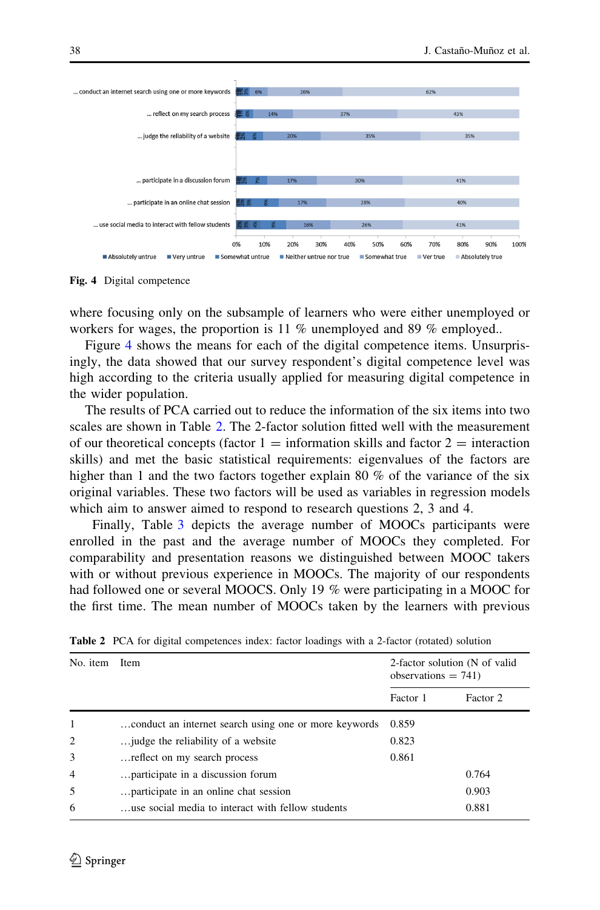... conduct an internet search using one or more keywords

... reflect on my search process

... judge the reliability of a website

... participate in a discussion forum

... participate in an online chat session

... use social media to interact with fellow students

6% 26% 62%

14% 37% 43%

20% 35% 35%

7% 17% 30% 41%

9% 17% 28% 40%

4% 9% 16% 26% 41%

0% 10% 20% 30% 40% 50% 60% 70% 80% 90% 100%

Absolutely untrue Very untrue Somewhat untrue Neither untrue nor true Somewhat true Ver true Absolutely true

**Fig. 4** Digital competence

where focusing only on the subsample of learners who were either unemployed or workers for wages, the proportion is 11 % unemployed and 89 % employed..

Figure 4 shows the means for each of the digital competence items. Unsurprisingly, the data showed that our survey respondent's digital competence level was high according to the criteria usually applied for measuring digital competence in the wider population.

The results of PCA carried out to reduce the information of the six items into two scales are shown in Table 2. The 2-factor solution fitted well with the measurement of our theoretical concepts (factor 1 = information skills and factor 2 = interaction skills) and met the basic statistical requirements: eigenvalues of the factors are higher than 1 and the two factors together explain 80 % of the variance of the six original variables. These two factors will be used as variables in regression models which aim to answer aimed to respond to research questions 2, 3 and 4.

Finally, Table 3 depicts the average number of MOOCs participants were enrolled in the past and the average number of MOOCs they completed. For comparability and presentation reasons we distinguished between MOOC takers with or without previous experience in MOOCs. The majority of our respondents had followed one or several MOOCS. Only 19 % were participating in a MOOC for the first time. The mean number of MOOCs taken by the learners with previous

**Table 2** PCA for digital competences index: factor loadings with a 2-factor (rotated) solution

| No. item | Item | 2-factor solution (N of valid observations = 741) | |
|---|---|---|---|
| | | Factor 1 | Factor 2 |
| 1 | …conduct an internet search using one or more keywords | 0.859 | |
| 2 | …judge the reliability of a website | 0.823 | |
| 3 | …reflect on my search process | 0.861 | |
| 4 | …participate in a discussion forum | | 0.764 |
| 5 | …participate in an online chat session | | 0.903 |
| 6 | …use social media to interact with fellow students | | 0.881 |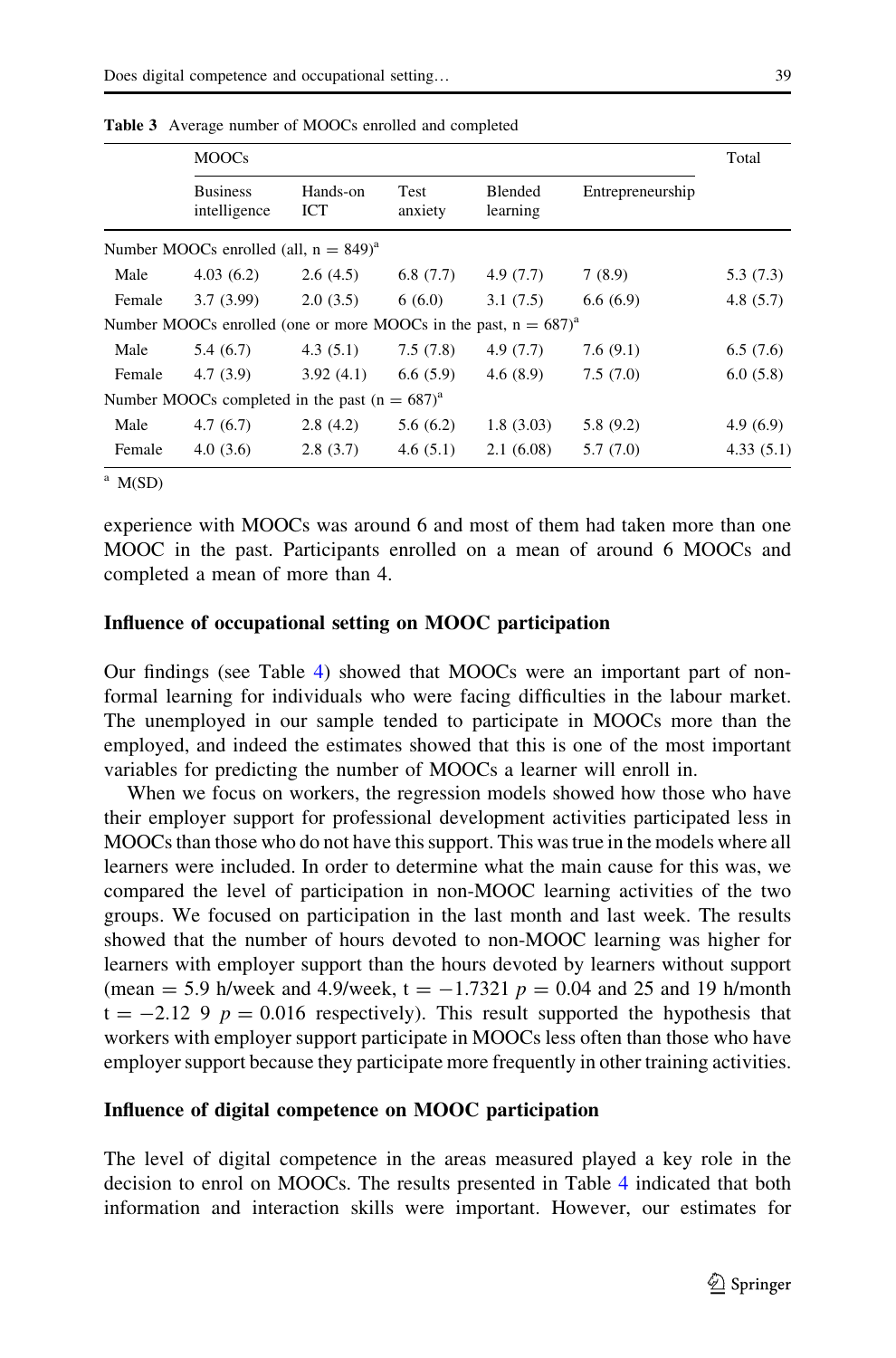**Table 3** Average number of MOOCs enrolled and completed

| | MOOCs | | | | | Total |
|---|---|---|---|---|---|---|
| | Business intelligence | Hands-on ICT | Test anxiety | Blended learning | Entrepreneurship | |
| Number MOOCs enrolled (all, n = 849)[a] | | | | | | |
| Male | 4.03 (6.2) | 2.6 (4.5) | 6.8 (7.7) | 4.9 (7.7) | 7 (8.9) | 5.3 (7.3) |
| Female | 3.7 (3.99) | 2.0 (3.5) | 6 (6.0) | 3.1 (7.5) | 6.6 (6.9) | 4.8 (5.7) |
| Number MOOCs enrolled (one or more MOOCs in the past, n = 687)[a] | | | | | | |
| Male | 5.4 (6.7) | 4.3 (5.1) | 7.5 (7.8) | 4.9 (7.7) | 7.6 (9.1) | 6.5 (7.6) |
| Female | 4.7 (3.9) | 3.92 (4.1) | 6.6 (5.9) | 4.6 (8.9) | 7.5 (7.0) | 6.0 (5.8) |
| Number MOOCs completed in the past (n = 687)[a] | | | | | | |
| Male | 4.7 (6.7) | 2.8 (4.2) | 5.6 (6.2) | 1.8 (3.03) | 5.8 (9.2) | 4.9 (6.9) |
| Female | 4.0 (3.6) | 2.8 (3.7) | 4.6 (5.1) | 2.1 (6.08) | 5.7 (7.0) | 4.33 (5.1) |

[a] M(SD)

experience with MOOCs was around 6 and most of them had taken more than one MOOC in the past. Participants enrolled on a mean of around 6 MOOCs and completed a mean of more than 4.

### Influence of occupational setting on MOOC participation

Our findings (see Table 4) showed that MOOCs were an important part of non-formal learning for individuals who were facing difficulties in the labour market. The unemployed in our sample tended to participate in MOOCs more than the employed, and indeed the estimates showed that this is one of the most important variables for predicting the number of MOOCs a learner will enroll in.

When we focus on workers, the regression models showed how those who have their employer support for professional development activities participated less in MOOCs than those who do not have this support. This was true in the models where all learners were included. In order to determine what the main cause for this was, we compared the level of participation in non-MOOC learning activities of the two groups. We focused on participation in the last month and last week. The results showed that the number of hours devoted to non-MOOC learning was higher for learners with employer support than the hours devoted by learners without support (mean = 5.9 h/week and 4.9/week, $t = -1.7321$ $p = 0.04$ and 25 and 19 h/month $t = -2.12\ 9$ $p = 0.016$ respectively). This result supported the hypothesis that workers with employer support participate in MOOCs less often than those who have employer support because they participate more frequently in other training activities.

### Influence of digital competence on MOOC participation

The level of digital competence in the areas measured played a key role in the decision to enrol on MOOCs. The results presented in Table 4 indicated that both information and interaction skills were important. However, our estimates for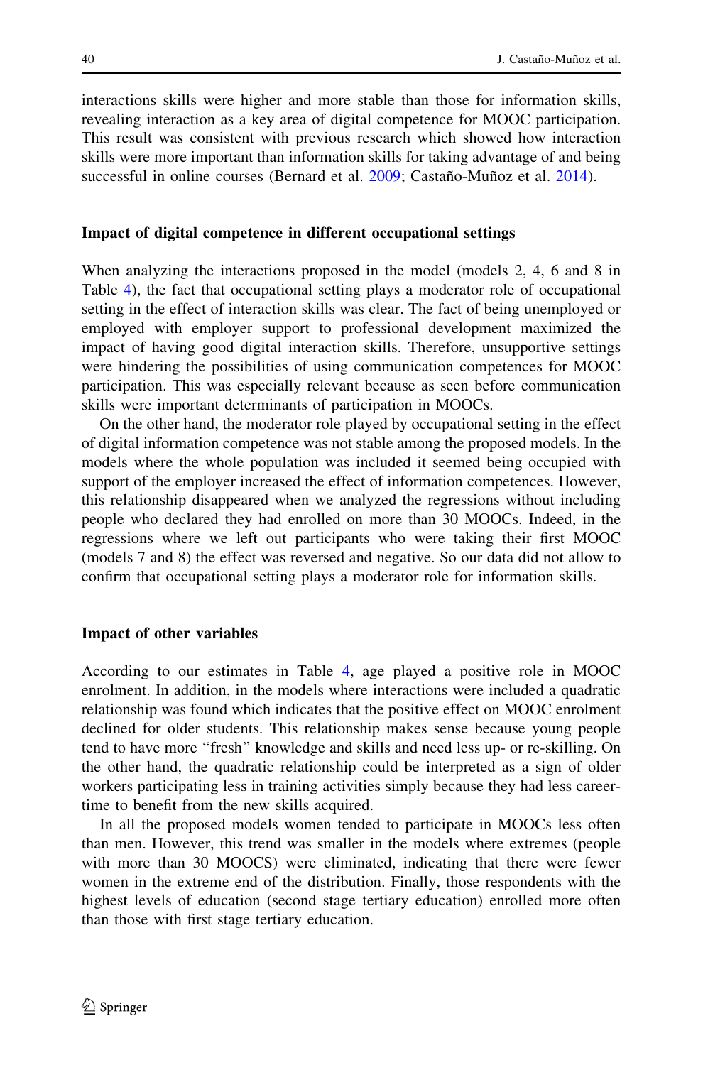interactions skills were higher and more stable than those for information skills, revealing interaction as a key area of digital competence for MOOC participation. This result was consistent with previous research which showed how interaction skills were more important than information skills for taking advantage of and being successful in online courses (Bernard et al. 2009; Castaño-Muñoz et al. 2014).

### Impact of digital competence in different occupational settings

When analyzing the interactions proposed in the model (models 2, 4, 6 and 8 in Table 4), the fact that occupational setting plays a moderator role of occupational setting in the effect of interaction skills was clear. The fact of being unemployed or employed with employer support to professional development maximized the impact of having good digital interaction skills. Therefore, unsupportive settings were hindering the possibilities of using communication competences for MOOC participation. This was especially relevant because as seen before communication skills were important determinants of participation in MOOCs.

On the other hand, the moderator role played by occupational setting in the effect of digital information competence was not stable among the proposed models. In the models where the whole population was included it seemed being occupied with support of the employer increased the effect of information competences. However, this relationship disappeared when we analyzed the regressions without including people who declared they had enrolled on more than 30 MOOCs. Indeed, in the regressions where we left out participants who were taking their first MOOC (models 7 and 8) the effect was reversed and negative. So our data did not allow to confirm that occupational setting plays a moderator role for information skills.

### Impact of other variables

According to our estimates in Table 4, age played a positive role in MOOC enrolment. In addition, in the models where interactions were included a quadratic relationship was found which indicates that the positive effect on MOOC enrolment declined for older students. This relationship makes sense because young people tend to have more "fresh" knowledge and skills and need less up- or re-skilling. On the other hand, the quadratic relationship could be interpreted as a sign of older workers participating less in training activities simply because they had less career-time to benefit from the new skills acquired.

In all the proposed models women tended to participate in MOOCs less often than men. However, this trend was smaller in the models where extremes (people with more than 30 MOOCS) were eliminated, indicating that there were fewer women in the extreme end of the distribution. Finally, those respondents with the highest levels of education (second stage tertiary education) enrolled more often than those with first stage tertiary education.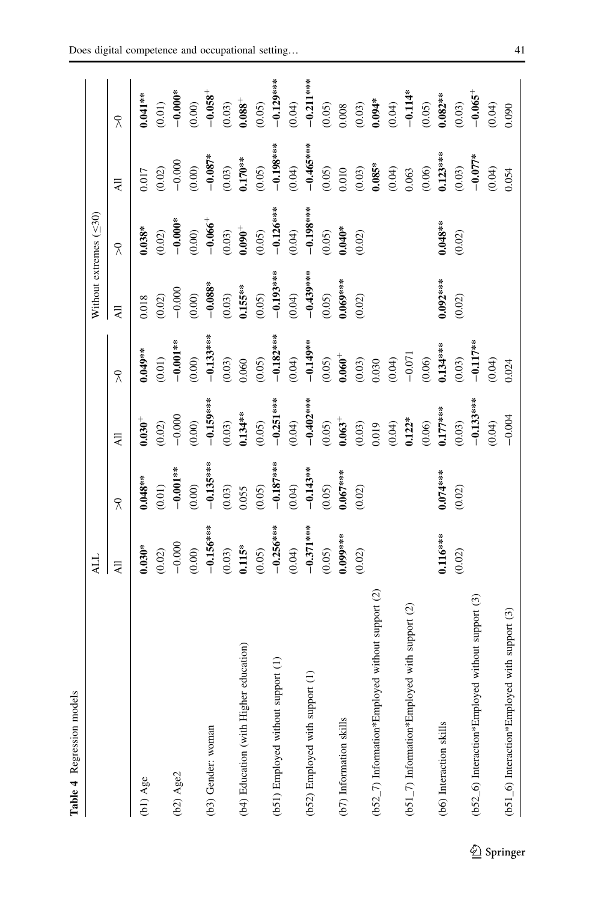**Table 4** Regression models

| | ALL | | | | Without extremes (≤30) | | | |
|---|---|---|---|---|---|---|---|---|
| | All | >0 | All | >0 | All | >0 | All | >0 |
| (b1) Age | **0.030*** | **0.048**** | **0.030**$^{+}$ | **0.049**** | 0.018 | **0.038*** | 0.017 | **0.041**** |
| | (0.02) | (0.01) | (0.02) | (0.01) | (0.02) | (0.02) | (0.02) | (0.01) |
| (b2) Age2 | −0.000 | **−0.001**** | −0.000 | **−0.001**** | −0.000 | **−0.000*** | −0.000 | **−0.000*** |
| | (0.00) | (0.00) | (0.00) | (0.00) | (0.00) | (0.00) | (0.00) | (0.00) |
| (b3) Gender: woman | **−0.156***** | **−0.135***** | **−0.159***** | **−0.133***** | **−0.088*** | **−0.066**$^{+}$ | **−0.087*** | **−0.058**$^{+}$ |
| | (0.03) | (0.03) | (0.03) | (0.03) | (0.03) | (0.03) | (0.03) | (0.03) |
| (b4) Education (with Higher education) | **0.115*** | 0.055 | **0.134**** | 0.060 | **0.155**** | **0.090**$^{+}$ | **0.170**** | **0.088**$^{+}$ |
| | (0.05) | (0.05) | (0.05) | (0.05) | (0.05) | (0.05) | (0.05) | (0.05) |
| (b51) Employed without support (1) | **−0.256***** | **−0.187***** | **−0.251***** | **−0.182***** | **−0.193***** | **−0.126***** | **−0.198***** | **−0.129***** |
| | (0.04) | (0.04) | (0.04) | (0.04) | (0.04) | (0.04) | (0.04) | (0.04) |
| (b52) Employed with support (1) | **−0.371***** | **−0.143**** | **−0.402***** | **−0.149**** | **−0.439***** | **−0.198***** | **−0.465***** | **−0.211***** |
| | (0.05) | (0.05) | (0.05) | (0.05) | (0.05) | (0.05) | (0.05) | (0.05) |
| (b7) Information skills | **0.099***** | **0.067***** | **0.063**$^{+}$ | **0.060**$^{+}$ | **0.069***** | **0.040*** | 0.010 | 0.008 |
| | (0.02) | (0.02) | (0.03) | (0.03) | (0.02) | (0.02) | (0.03) | (0.03) |
| (b52_7) Information*Employed without support (2) | | | 0.019 | 0.030 | | | **0.085*** | **0.094*** |
| | | | (0.04) | (0.04) | | | (0.04) | (0.04) |
| (b51_7) Information*Employed with support (2) | | | **0.122*** | −0.071 | | | 0.063 | **−0.114*** |
| | | | (0.06) | (0.06) | | | (0.06) | (0.05) |
| (b6) Interaction skills | **0.116***** | **0.074***** | **0.177***** | **0.134***** | **0.092***** | **0.048**** | **0.123***** | **0.082**** |
| | (0.02) | (0.02) | (0.03) | (0.03) | (0.02) | (0.02) | (0.03) | (0.03) |
| (b52_6) Interaction*Employed without support (3) | | | **−0.133***** | **−0.117**** | | | **−0.077*** | **−0.065**$^{+}$ |
| | | | (0.04) | (0.04) | | | (0.04) | (0.04) |
| (b51_6) Interaction*Employed with support (3) | | | −0.004 | 0.024 | | | 0.054 | 0.090 |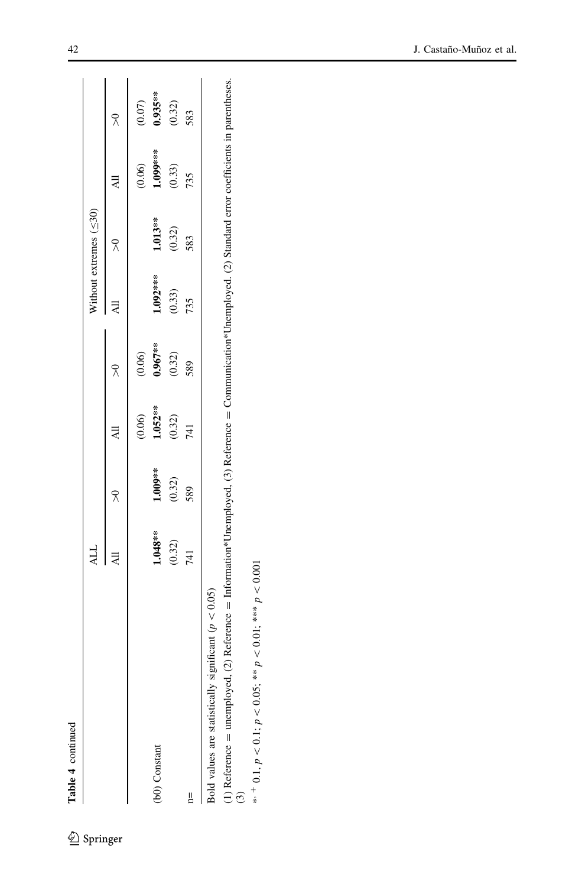**Table 4** continued

| | ALL | | | | Without extremes (≤30) | | | |
|---|---|---|---|---|---|---|---|---|
| | All | >0 | All | >0 | All | >0 | All | >0 |
| | | | (0.06) | (0.06) | | | (0.06) | (0.07) |
| (b0) Constant | **1.048**** | **1.009**** | **1.052**** | **0.967**** | **1.092***** | **1.013**** | **1.099***** | **0.935**** |
| | (0.32) | (0.32) | (0.32) | (0.32) | (0.33) | (0.32) | (0.33) | (0.32) |
| n= | 741 | 589 | 741 | 589 | 735 | 583 | 735 | 583 |

Bold values are statistically significant ($p < 0.05$)

(1) Reference = unemployed, (2) Reference = Information*Unemployed, (3) Reference = Communication*Unemployed. (2) Standard error coefficients in parentheses. (3)

*, + 0.1, $p < 0.1$; $p < 0.05$; ** $p < 0.01$; *** $p < 0.001$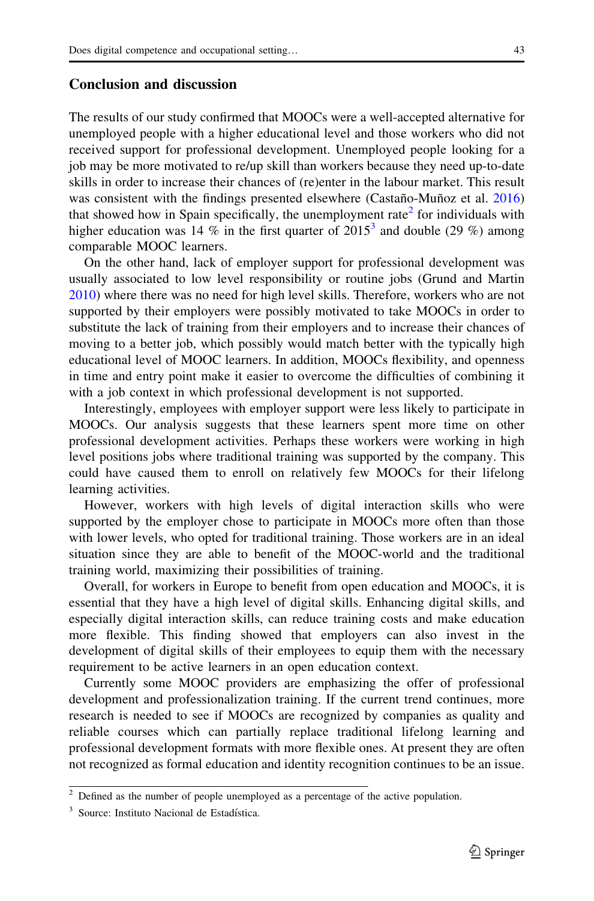## Conclusion and discussion

The results of our study confirmed that MOOCs were a well-accepted alternative for unemployed people with a higher educational level and those workers who did not received support for professional development. Unemployed people looking for a job may be more motivated to re/up skill than workers because they need up-to-date skills in order to increase their chances of (re)enter in the labour market. This result was consistent with the findings presented elsewhere (Castaño-Muñoz et al. 2016) that showed how in Spain specifically, the unemployment rate[2] for individuals with higher education was 14 % in the first quarter of 2015[3] and double (29 %) among comparable MOOC learners.

On the other hand, lack of employer support for professional development was usually associated to low level responsibility or routine jobs (Grund and Martin 2010) where there was no need for high level skills. Therefore, workers who are not supported by their employers were possibly motivated to take MOOCs in order to substitute the lack of training from their employers and to increase their chances of moving to a better job, which possibly would match better with the typically high educational level of MOOC learners. In addition, MOOCs flexibility, and openness in time and entry point make it easier to overcome the difficulties of combining it with a job context in which professional development is not supported.

Interestingly, employees with employer support were less likely to participate in MOOCs. Our analysis suggests that these learners spent more time on other professional development activities. Perhaps these workers were working in high level positions jobs where traditional training was supported by the company. This could have caused them to enroll on relatively few MOOCs for their lifelong learning activities.

However, workers with high levels of digital interaction skills who were supported by the employer chose to participate in MOOCs more often than those with lower levels, who opted for traditional training. Those workers are in an ideal situation since they are able to benefit of the MOOC-world and the traditional training world, maximizing their possibilities of training.

Overall, for workers in Europe to benefit from open education and MOOCs, it is essential that they have a high level of digital skills. Enhancing digital skills, and especially digital interaction skills, can reduce training costs and make education more flexible. This finding showed that employers can also invest in the development of digital skills of their employees to equip them with the necessary requirement to be active learners in an open education context.

Currently some MOOC providers are emphasizing the offer of professional development and professionalization training. If the current trend continues, more research is needed to see if MOOCs are recognized by companies as quality and reliable courses which can partially replace traditional lifelong learning and professional development formats with more flexible ones. At present they are often not recognized as formal education and identity recognition continues to be an issue.

---

[2] Defined as the number of people unemployed as a percentage of the active population.

[3] Source: Instituto Nacional de Estadística.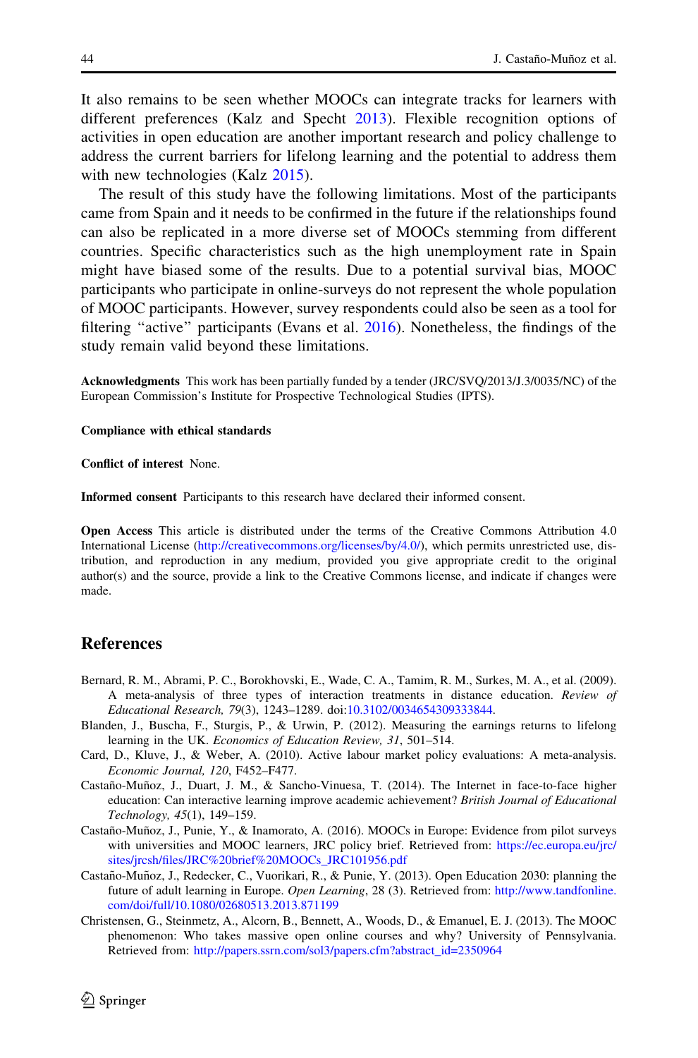It also remains to be seen whether MOOCs can integrate tracks for learners with different preferences (Kalz and Specht 2013). Flexible recognition options of activities in open education are another important research and policy challenge to address the current barriers for lifelong learning and the potential to address them with new technologies (Kalz 2015).

The result of this study have the following limitations. Most of the participants came from Spain and it needs to be confirmed in the future if the relationships found can also be replicated in a more diverse set of MOOCs stemming from different countries. Specific characteristics such as the high unemployment rate in Spain might have biased some of the results. Due to a potential survival bias, MOOC participants who participate in online-surveys do not represent the whole population of MOOC participants. However, survey respondents could also be seen as a tool for filtering "active" participants (Evans et al. 2016). Nonetheless, the findings of the study remain valid beyond these limitations.

**Acknowledgments** This work has been partially funded by a tender (JRC/SVQ/2013/J.3/0035/NC) of the European Commission's Institute for Prospective Technological Studies (IPTS).

**Compliance with ethical standards**

**Conflict of interest** None.

**Informed consent** Participants to this research have declared their informed consent.

**Open Access** This article is distributed under the terms of the Creative Commons Attribution 4.0 International License (http://creativecommons.org/licenses/by/4.0/), which permits unrestricted use, distribution, and reproduction in any medium, provided you give appropriate credit to the original author(s) and the source, provide a link to the Creative Commons license, and indicate if changes were made.

## References

Bernard, R. M., Abrami, P. C., Borokhovski, E., Wade, C. A., Tamim, R. M., Surkes, M. A., et al. (2009). A meta-analysis of three types of interaction treatments in distance education. *Review of Educational Research, 79*(3), 1243–1289. doi:10.3102/0034654309333844.

Blanden, J., Buscha, F., Sturgis, P., & Urwin, P. (2012). Measuring the earnings returns to lifelong learning in the UK. *Economics of Education Review, 31*, 501–514.

Card, D., Kluve, J., & Weber, A. (2010). Active labour market policy evaluations: A meta-analysis. *Economic Journal, 120*, F452–F477.

Castaño-Muñoz, J., Duart, J. M., & Sancho-Vinuesa, T. (2014). The Internet in face-to-face higher education: Can interactive learning improve academic achievement? *British Journal of Educational Technology, 45*(1), 149–159.

Castaño-Muñoz, J., Punie, Y., & Inamorato, A. (2016). MOOCs in Europe: Evidence from pilot surveys with universities and MOOC learners, JRC policy brief. Retrieved from: https://ec.europa.eu/jrc/sites/jrcsh/files/JRC%20brief%20MOOCs_JRC101956.pdf

Castaño-Muñoz, J., Redecker, C., Vuorikari, R., & Punie, Y. (2013). Open Education 2030: planning the future of adult learning in Europe. *Open Learning*, 28 (3). Retrieved from: http://www.tandfonline.com/doi/full/10.1080/02680513.2013.871199

Christensen, G., Steinmetz, A., Alcorn, B., Bennett, A., Woods, D., & Emanuel, E. J. (2013). The MOOC phenomenon: Who takes massive open online courses and why? University of Pennsylvania. Retrieved from: http://papers.ssrn.com/sol3/papers.cfm?abstract_id=2350964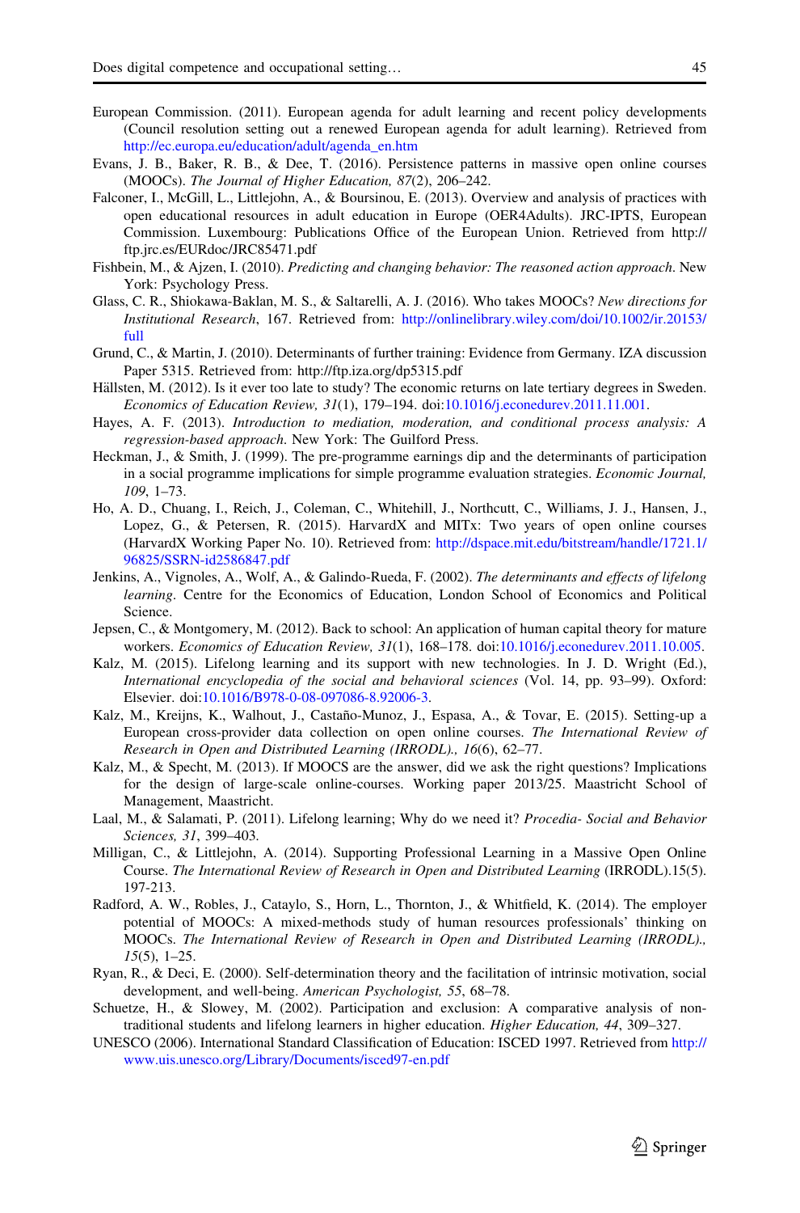European Commission. (2011). European agenda for adult learning and recent policy developments (Council resolution setting out a renewed European agenda for adult learning). Retrieved from http://ec.europa.eu/education/adult/agenda_en.htm

Evans, J. B., Baker, R. B., & Dee, T. (2016). Persistence patterns in massive open online courses (MOOCs). *The Journal of Higher Education, 87*(2), 206–242.

Falconer, I., McGill, L., Littlejohn, A., & Boursinou, E. (2013). Overview and analysis of practices with open educational resources in adult education in Europe (OER4Adults). JRC-IPTS, European Commission. Luxembourg: Publications Office of the European Union. Retrieved from http://ftp.jrc.es/EURdoc/JRC85471.pdf

Fishbein, M., & Ajzen, I. (2010). *Predicting and changing behavior: The reasoned action approach*. New York: Psychology Press.

Glass, C. R., Shiokawa-Baklan, M. S., & Saltarelli, A. J. (2016). Who takes MOOCs? *New directions for Institutional Research*, 167. Retrieved from: http://onlinelibrary.wiley.com/doi/10.1002/ir.20153/full

Grund, C., & Martin, J. (2010). Determinants of further training: Evidence from Germany. IZA discussion Paper 5315. Retrieved from: http://ftp.iza.org/dp5315.pdf

Hällsten, M. (2012). Is it ever too late to study? The economic returns on late tertiary degrees in Sweden. *Economics of Education Review, 31*(1), 179–194. doi:10.1016/j.econedurev.2011.11.001.

Hayes, A. F. (2013). *Introduction to mediation, moderation, and conditional process analysis: A regression-based approach*. New York: The Guilford Press.

Heckman, J., & Smith, J. (1999). The pre-programme earnings dip and the determinants of participation in a social programme implications for simple programme evaluation strategies. *Economic Journal, 109*, 1–73.

Ho, A. D., Chuang, I., Reich, J., Coleman, C., Whitehill, J., Northcutt, C., Williams, J. J., Hansen, J., Lopez, G., & Petersen, R. (2015). HarvardX and MITx: Two years of open online courses (HarvardX Working Paper No. 10). Retrieved from: http://dspace.mit.edu/bitstream/handle/1721.1/96825/SSRN-id2586847.pdf

Jenkins, A., Vignoles, A., Wolf, A., & Galindo-Rueda, F. (2002). *The determinants and effects of lifelong learning*. Centre for the Economics of Education, London School of Economics and Political Science.

Jepsen, C., & Montgomery, M. (2012). Back to school: An application of human capital theory for mature workers. *Economics of Education Review, 31*(1), 168–178. doi:10.1016/j.econedurev.2011.10.005.

Kalz, M. (2015). Lifelong learning and its support with new technologies. In J. D. Wright (Ed.), *International encyclopedia of the social and behavioral sciences* (Vol. 14, pp. 93–99). Oxford: Elsevier. doi:10.1016/B978-0-08-097086-8.92006-3.

Kalz, M., Kreijns, K., Walhout, J., Castaño-Munoz, J., Espasa, A., & Tovar, E. (2015). Setting-up a European cross-provider data collection on open online courses. *The International Review of Research in Open and Distributed Learning (IRRODL)., 16*(6), 62–77.

Kalz, M., & Specht, M. (2013). If MOOCS are the answer, did we ask the right questions? Implications for the design of large-scale online-courses. Working paper 2013/25. Maastricht School of Management, Maastricht.

Laal, M., & Salamati, P. (2011). Lifelong learning; Why do we need it? *Procedia- Social and Behavior Sciences, 31*, 399–403.

Milligan, C., & Littlejohn, A. (2014). Supporting Professional Learning in a Massive Open Online Course. *The International Review of Research in Open and Distributed Learning* (IRRODL).15(5). 197-213.

Radford, A. W., Robles, J., Cataylo, S., Horn, L., Thornton, J., & Whitfield, K. (2014). The employer potential of MOOCs: A mixed-methods study of human resources professionals' thinking on MOOCs. *The International Review of Research in Open and Distributed Learning (IRRODL)., 15*(5), 1–25.

Ryan, R., & Deci, E. (2000). Self-determination theory and the facilitation of intrinsic motivation, social development, and well-being. *American Psychologist, 55*, 68–78.

Schuetze, H., & Slowey, M. (2002). Participation and exclusion: A comparative analysis of non-traditional students and lifelong learners in higher education. *Higher Education, 44*, 309–327.

UNESCO (2006). International Standard Classification of Education: ISCED 1997. Retrieved from http://www.uis.unesco.org/Library/Documents/isced97-en.pdf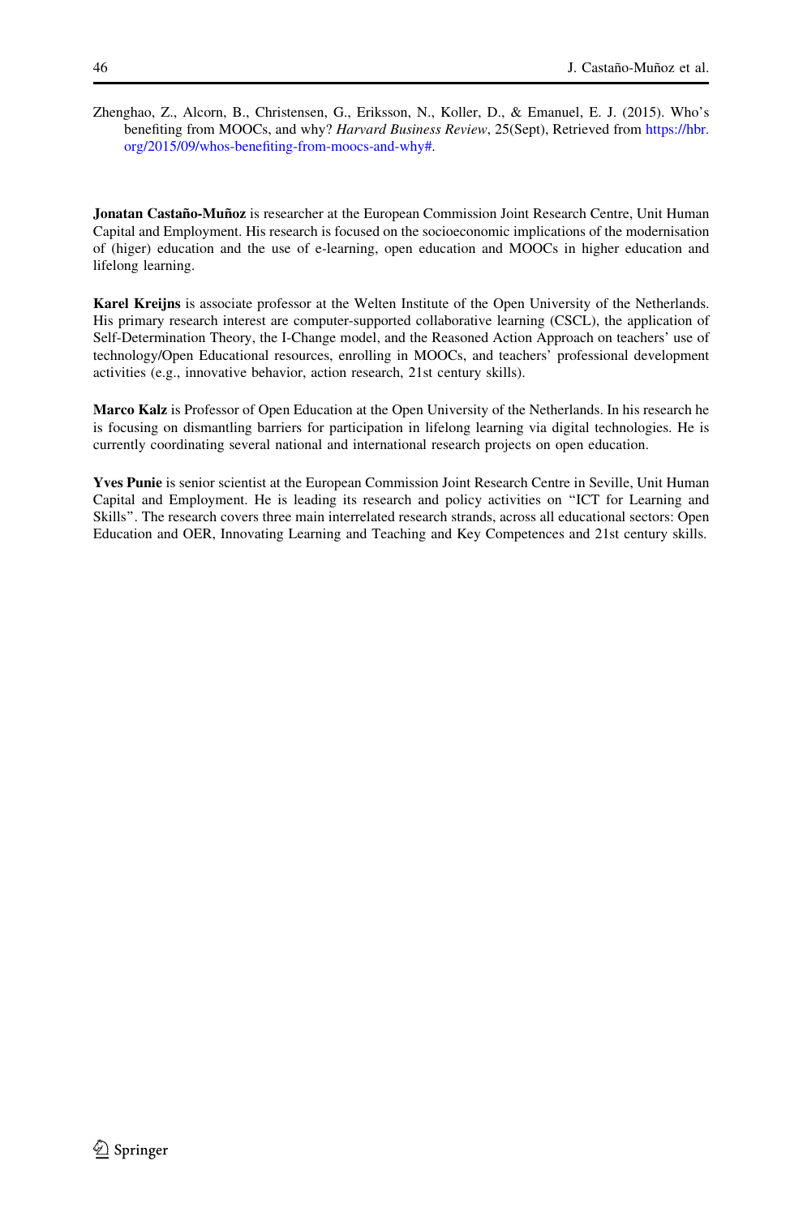Zhenghao, Z., Alcorn, B., Christensen, G., Eriksson, N., Koller, D., & Emanuel, E. J. (2015). Who's benefiting from MOOCs, and why? *Harvard Business Review*, 25(Sept), Retrieved from https://hbr.org/2015/09/whos-benefiting-from-moocs-and-why#.

**Jonatan Castaño-Muñoz** is researcher at the European Commission Joint Research Centre, Unit Human Capital and Employment. His research is focused on the socioeconomic implications of the modernisation of (higer) education and the use of e-learning, open education and MOOCs in higher education and lifelong learning.

**Karel Kreijns** is associate professor at the Welten Institute of the Open University of the Netherlands. His primary research interest are computer-supported collaborative learning (CSCL), the application of Self-Determination Theory, the I-Change model, and the Reasoned Action Approach on teachers' use of technology/Open Educational resources, enrolling in MOOCs, and teachers' professional development activities (e.g., innovative behavior, action research, 21st century skills).

**Marco Kalz** is Professor of Open Education at the Open University of the Netherlands. In his research he is focusing on dismantling barriers for participation in lifelong learning via digital technologies. He is currently coordinating several national and international research projects on open education.

**Yves Punie** is senior scientist at the European Commission Joint Research Centre in Seville, Unit Human Capital and Employment. He is leading its research and policy activities on "ICT for Learning and Skills". The research covers three main interrelated research strands, across all educational sectors: Open Education and OER, Innovating Learning and Teaching and Key Competences and 21st century skills.